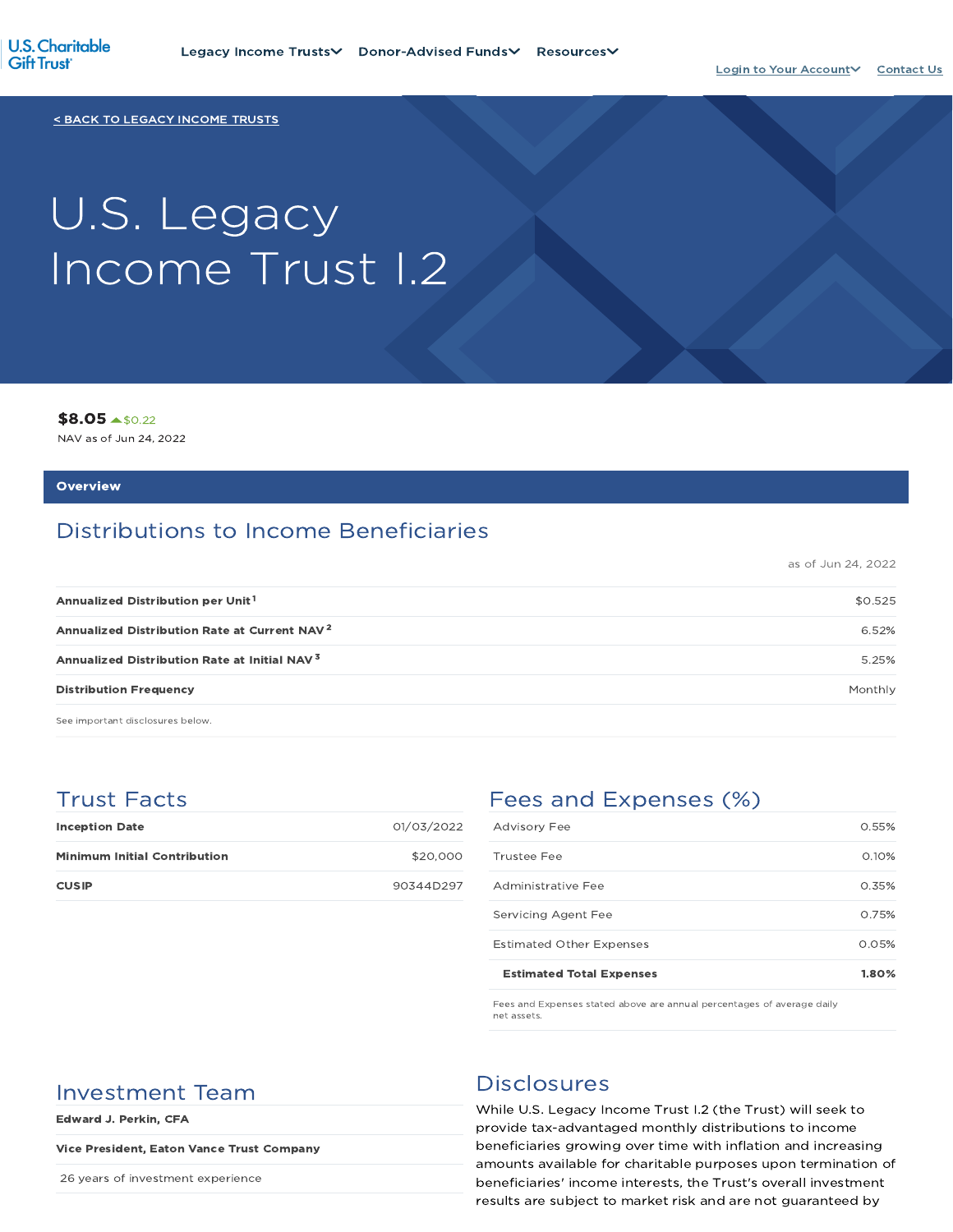U.S. Charitable Gift Trust

Legacy Income Trusts | Donor-Advised Funds | Resources | Login to Your Account | Contact Us

< BACK TO LEGACY INCOME TRUSTS

# U.S. Legacy Income Trust I.2

**$8.05** ▲$0.22

NAV as of Jun 24, 2022

## Overview

### Distributions to Income Beneficiaries

as of Jun 24, 2022

| | |
|---|---|
| **Annualized Distribution per Unit**[1] | $0.525 |
| **Annualized Distribution Rate at Current NAV**[2] | 6.52% |
| **Annualized Distribution Rate at Initial NAV**[3] | 5.25% |
| **Distribution Frequency** | Monthly |

See important disclosures below.

### Trust Facts

| | |
|---|---|
| **Inception Date** | 01/03/2022 |
| **Minimum Initial Contribution** | $20,000 |
| **CUSIP** | 90344D297 |

### Fees and Expenses (%)

| | |
|---|---|
| Advisory Fee | 0.55% |
| Trustee Fee | 0.10% |
| Administrative Fee | 0.35% |
| Servicing Agent Fee | 0.75% |
| Estimated Other Expenses | 0.05% |
| **Estimated Total Expenses** | **1.80%** |

Fees and Expenses stated above are annual percentages of average daily net assets.

### Investment Team

**Edward J. Perkin, CFA**

**Vice President, Eaton Vance Trust Company**

26 years of investment experience

### Disclosures

While U.S. Legacy Income Trust I.2 (the Trust) will seek to provide tax-advantaged monthly distributions to income beneficiaries growing over time with inflation and increasing amounts available for charitable purposes upon termination of beneficiaries' income interests, the Trust's overall investment results are subject to market risk and are not guaranteed by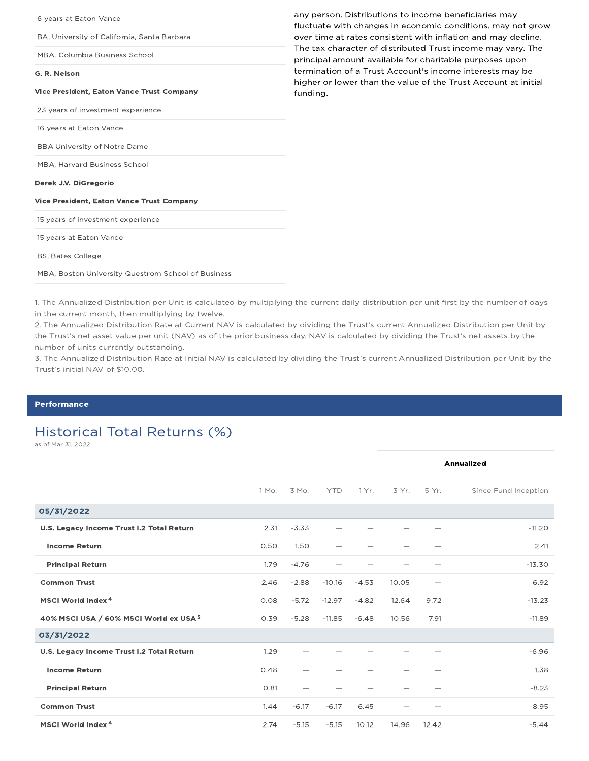6 years at Eaton Vance

BA, University of California, Santa Barbara

MBA, Columbia Business School

**G. R. Nelson**

**Vice President, Eaton Vance Trust Company**

23 years of investment experience

16 years at Eaton Vance

BBA University of Notre Dame

MBA, Harvard Business School

**Derek J.V. DiGregorio**

**Vice President, Eaton Vance Trust Company**

15 years of investment experience

15 years at Eaton Vance

BS, Bates College

MBA, Boston University Questrom School of Business

any person. Distributions to income beneficiaries may fluctuate with changes in economic conditions, may not grow over time at rates consistent with inflation and may decline. The tax character of distributed Trust income may vary. The principal amount available for charitable purposes upon termination of a Trust Account's income interests may be higher or lower than the value of the Trust Account at initial funding.

1. The Annualized Distribution per Unit is calculated by multiplying the current daily distribution per unit first by the number of days in the current month, then multiplying by twelve.
2. The Annualized Distribution Rate at Current NAV is calculated by dividing the Trust's current Annualized Distribution per Unit by the Trust's net asset value per unit (NAV) as of the prior business day. NAV is calculated by dividing the Trust's net assets by the number of units currently outstanding.
3. The Annualized Distribution Rate at Initial NAV is calculated by dividing the Trust's current Annualized Distribution per Unit by the Trust's initial NAV of $10.00.

## Performance

### Historical Total Returns (%)

as of Mar 31, 2022

| | | | | | Annualized | | |
|---|---|---|---|---|---|---|---|
| | 1 Mo. | 3 Mo. | YTD | 1 Yr. | 3 Yr. | 5 Yr. | Since Fund Inception |
| **05/31/2022** | | | | | | | |
| **U.S. Legacy Income Trust I.2 Total Return** | 2.31 | -3.33 | — | — | — | — | -11.20 |
| **Income Return** | 0.50 | 1.50 | — | — | — | — | 2.41 |
| **Principal Return** | 1.79 | -4.76 | — | — | — | — | -13.30 |
| **Common Trust** | 2.46 | -2.88 | -10.16 | -4.53 | 10.05 | — | 6.92 |
| **MSCI World Index [4]** | 0.08 | -5.72 | -12.97 | -4.82 | 12.64 | 9.72 | -13.23 |
| **40% MSCI USA / 60% MSCI World ex USA [5]** | 0.39 | -5.28 | -11.85 | -6.48 | 10.56 | 7.91 | -11.89 |
| **03/31/2022** | | | | | | | |
| **U.S. Legacy Income Trust I.2 Total Return** | 1.29 | — | — | — | — | — | -6.96 |
| **Income Return** | 0.48 | — | — | — | — | — | 1.38 |
| **Principal Return** | 0.81 | — | — | — | — | — | -8.23 |
| **Common Trust** | 1.44 | -6.17 | -6.17 | 6.45 | — | — | 8.95 |
| **MSCI World Index [4]** | 2.74 | -5.15 | -5.15 | 10.12 | 14.96 | 12.42 | -5.44 |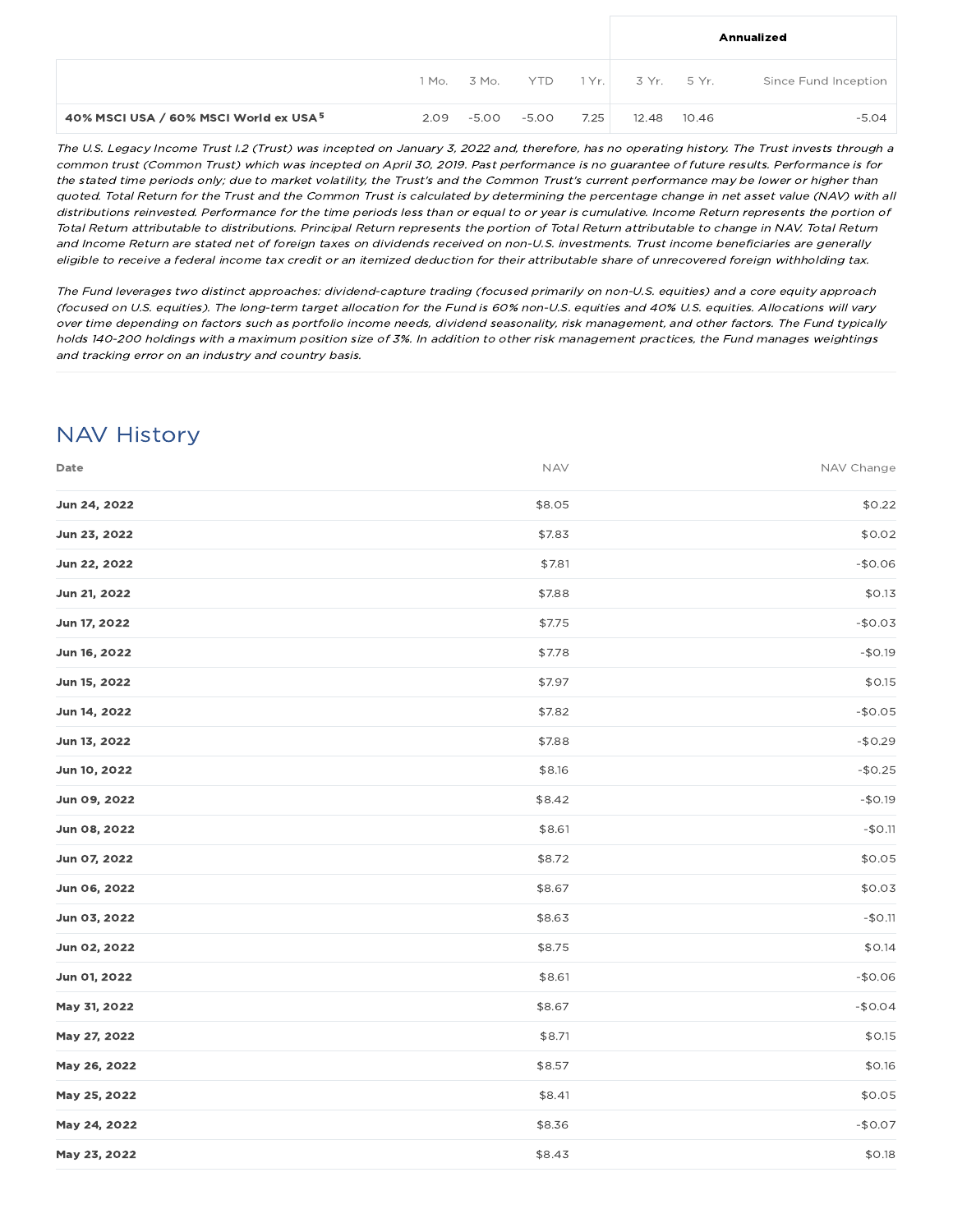| | | | | | Annualized | | |
|---|---|---|---|---|---|---|---|
| | 1 Mo. | 3 Mo. | YTD | 1 Yr. | 3 Yr. | 5 Yr. | Since Fund Inception |
| **40% MSCI USA / 60% MSCI World ex USA [5]** | 2.09 | -5.00 | -5.00 | 7.25 | 12.48 | 10.46 | -5.04 |

*The U.S. Legacy Income Trust I.2 (Trust) was incepted on January 3, 2022 and, therefore, has no operating history. The Trust invests through a common trust (Common Trust) which was incepted on April 30, 2019. Past performance is no guarantee of future results. Performance is for the stated time periods only; due to market volatility, the Trust's and the Common Trust's current performance may be lower or higher than quoted. Total Return for the Trust and the Common Trust is calculated by determining the percentage change in net asset value (NAV) with all distributions reinvested. Performance for the time periods less than or equal to or year is cumulative. Income Return represents the portion of Total Return attributable to distributions. Principal Return represents the portion of Total Return attributable to change in NAV. Total Return and Income Return are stated net of foreign taxes on dividends received on non-U.S. investments. Trust income beneficiaries are generally eligible to receive a federal income tax credit or an itemized deduction for their attributable share of unrecovered foreign withholding tax.*

*The Fund leverages two distinct approaches: dividend-capture trading (focused primarily on non-U.S. equities) and a core equity approach (focused on U.S. equities). The long-term target allocation for the Fund is 60% non-U.S. equities and 40% U.S. equities. Allocations will vary over time depending on factors such as portfolio income needs, dividend seasonality, risk management, and other factors. The Fund typically holds 140-200 holdings with a maximum position size of 3%. In addition to other risk management practices, the Fund manages weightings and tracking error on an industry and country basis.*

## NAV History

| Date | NAV | NAV Change |
|---|---|---|
| **Jun 24, 2022** | $8.05 | $0.22 |
| **Jun 23, 2022** | $7.83 | $0.02 |
| **Jun 22, 2022** | $7.81 | -$0.06 |
| **Jun 21, 2022** | $7.88 | $0.13 |
| **Jun 17, 2022** | $7.75 | -$0.03 |
| **Jun 16, 2022** | $7.78 | -$0.19 |
| **Jun 15, 2022** | $7.97 | $0.15 |
| **Jun 14, 2022** | $7.82 | -$0.05 |
| **Jun 13, 2022** | $7.88 | -$0.29 |
| **Jun 10, 2022** | $8.16 | -$0.25 |
| **Jun 09, 2022** | $8.42 | -$0.19 |
| **Jun 08, 2022** | $8.61 | -$0.11 |
| **Jun 07, 2022** | $8.72 | $0.05 |
| **Jun 06, 2022** | $8.67 | $0.03 |
| **Jun 03, 2022** | $8.63 | -$0.11 |
| **Jun 02, 2022** | $8.75 | $0.14 |
| **Jun 01, 2022** | $8.61 | -$0.06 |
| **May 31, 2022** | $8.67 | -$0.04 |
| **May 27, 2022** | $8.71 | $0.15 |
| **May 26, 2022** | $8.57 | $0.16 |
| **May 25, 2022** | $8.41 | $0.05 |
| **May 24, 2022** | $8.36 | -$0.07 |
| **May 23, 2022** | $8.43 | $0.18 |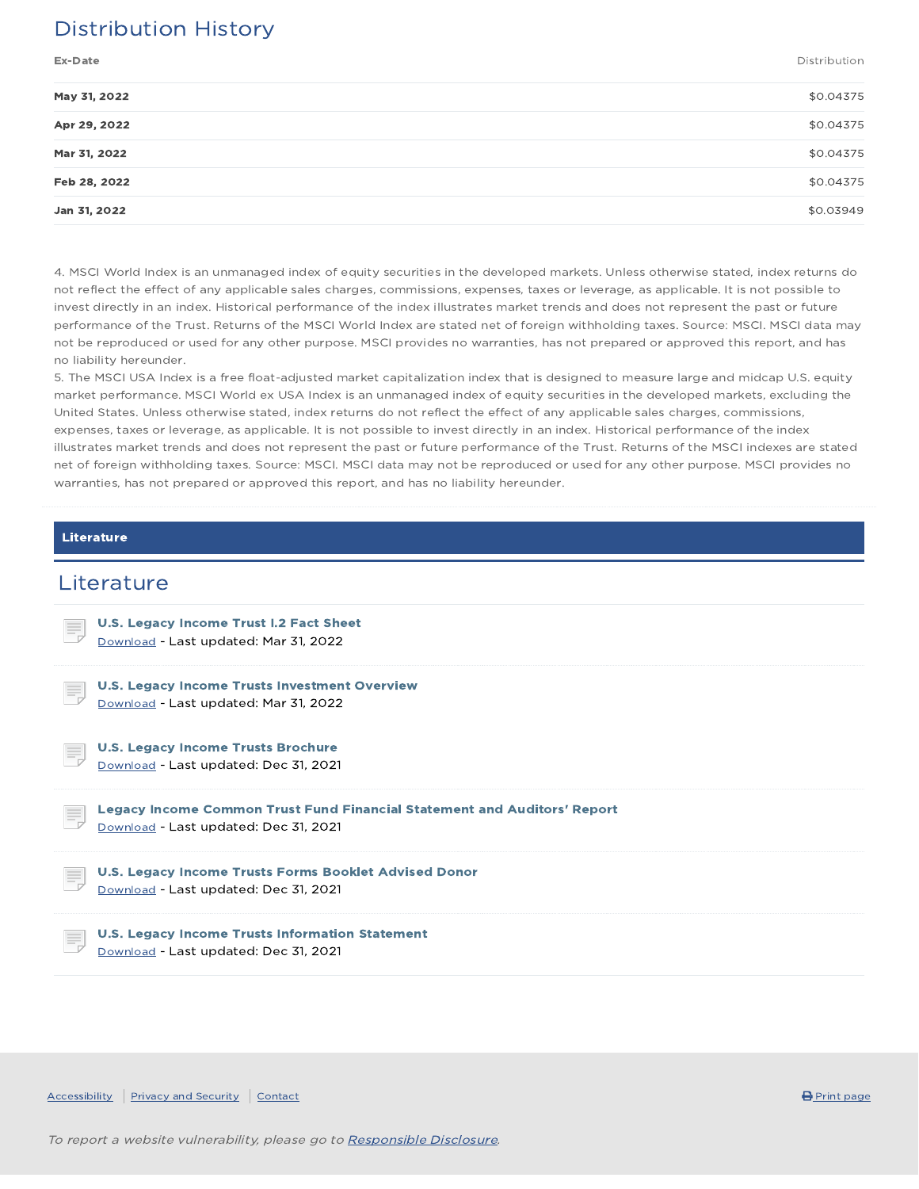## Distribution History

| Ex-Date | Distribution |
| --- | --- |
| **May 31, 2022** | $0.04375 |
| **Apr 29, 2022** | $0.04375 |
| **Mar 31, 2022** | $0.04375 |
| **Feb 28, 2022** | $0.04375 |
| **Jan 31, 2022** | $0.03949 |

4. MSCI World Index is an unmanaged index of equity securities in the developed markets. Unless otherwise stated, index returns do not reflect the effect of any applicable sales charges, commissions, expenses, taxes or leverage, as applicable. It is not possible to invest directly in an index. Historical performance of the index illustrates market trends and does not represent the past or future performance of the Trust. Returns of the MSCI World Index are stated net of foreign withholding taxes. Source: MSCI. MSCI data may not be reproduced or used for any other purpose. MSCI provides no warranties, has not prepared or approved this report, and has no liability hereunder.

5. The MSCI USA Index is a free float-adjusted market capitalization index that is designed to measure large and midcap U.S. equity market performance. MSCI World ex USA Index is an unmanaged index of equity securities in the developed markets, excluding the United States. Unless otherwise stated, index returns do not reflect the effect of any applicable sales charges, commissions, expenses, taxes or leverage, as applicable. It is not possible to invest directly in an index. Historical performance of the index illustrates market trends and does not represent the past or future performance of the Trust. Returns of the MSCI indexes are stated net of foreign withholding taxes. Source: MSCI. MSCI data may not be reproduced or used for any other purpose. MSCI provides no warranties, has not prepared or approved this report, and has no liability hereunder.

**Literature**

## Literature

**U.S. Legacy Income Trust I.2 Fact Sheet**
Download - Last updated: Mar 31, 2022

**U.S. Legacy Income Trusts Investment Overview**
Download - Last updated: Mar 31, 2022

**U.S. Legacy Income Trusts Brochure**
Download - Last updated: Dec 31, 2021

**Legacy Income Common Trust Fund Financial Statement and Auditors' Report**
Download - Last updated: Dec 31, 2021

**U.S. Legacy Income Trusts Forms Booklet Advised Donor**
Download - Last updated: Dec 31, 2021

**U.S. Legacy Income Trusts Information Statement**
Download - Last updated: Dec 31, 2021

Accessibility | Privacy and Security | Contact

Print page

*To report a website vulnerability, please go to Responsible Disclosure.*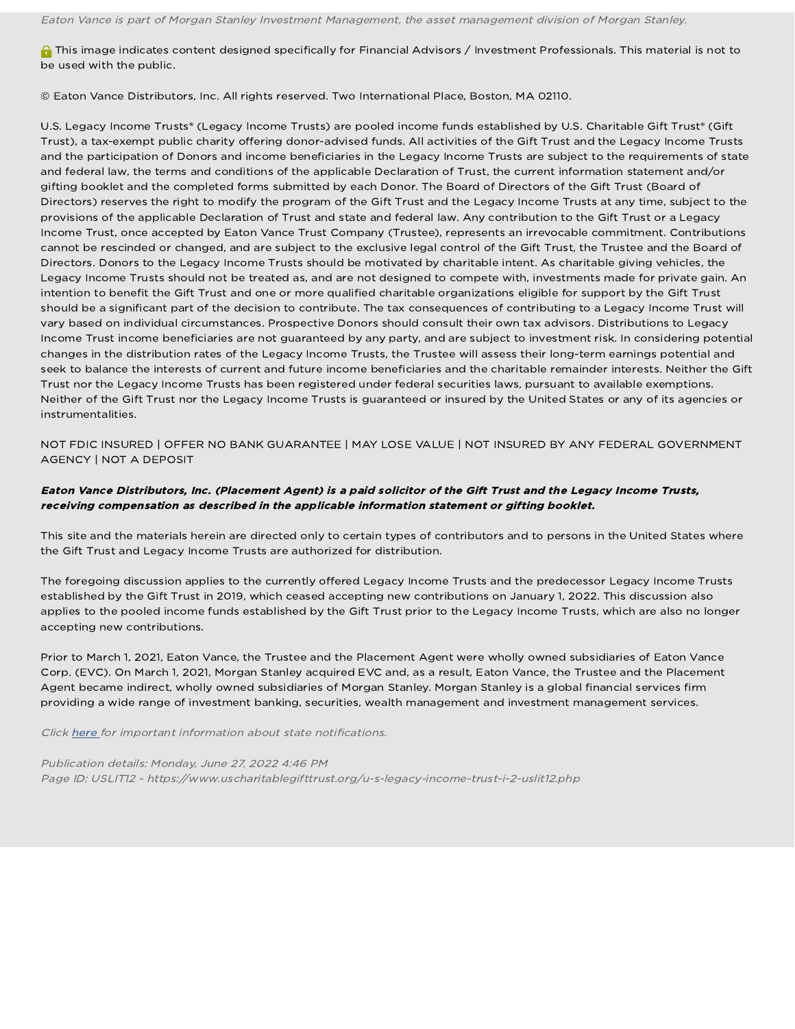*Eaton Vance is part of Morgan Stanley Investment Management, the asset management division of Morgan Stanley.*

This image indicates content designed specifically for Financial Advisors / Investment Professionals. This material is not to be used with the public.

© Eaton Vance Distributors, Inc. All rights reserved. Two International Place, Boston, MA 02110.

U.S. Legacy Income Trusts® (Legacy Income Trusts) are pooled income funds established by U.S. Charitable Gift Trust® (Gift Trust), a tax-exempt public charity offering donor-advised funds. All activities of the Gift Trust and the Legacy Income Trusts and the participation of Donors and income beneficiaries in the Legacy Income Trusts are subject to the requirements of state and federal law, the terms and conditions of the applicable Declaration of Trust, the current information statement and/or gifting booklet and the completed forms submitted by each Donor. The Board of Directors of the Gift Trust (Board of Directors) reserves the right to modify the program of the Gift Trust and the Legacy Income Trusts at any time, subject to the provisions of the applicable Declaration of Trust and state and federal law. Any contribution to the Gift Trust or a Legacy Income Trust, once accepted by Eaton Vance Trust Company (Trustee), represents an irrevocable commitment. Contributions cannot be rescinded or changed, and are subject to the exclusive legal control of the Gift Trust, the Trustee and the Board of Directors. Donors to the Legacy Income Trusts should be motivated by charitable intent. As charitable giving vehicles, the Legacy Income Trusts should not be treated as, and are not designed to compete with, investments made for private gain. An intention to benefit the Gift Trust and one or more qualified charitable organizations eligible for support by the Gift Trust should be a significant part of the decision to contribute. The tax consequences of contributing to a Legacy Income Trust will vary based on individual circumstances. Prospective Donors should consult their own tax advisors. Distributions to Legacy Income Trust income beneficiaries are not guaranteed by any party, and are subject to investment risk. In considering potential changes in the distribution rates of the Legacy Income Trusts, the Trustee will assess their long-term earnings potential and seek to balance the interests of current and future income beneficiaries and the charitable remainder interests. Neither the Gift Trust nor the Legacy Income Trusts has been registered under federal securities laws, pursuant to available exemptions. Neither of the Gift Trust nor the Legacy Income Trusts is guaranteed or insured by the United States or any of its agencies or instrumentalities.

NOT FDIC INSURED | OFFER NO BANK GUARANTEE | MAY LOSE VALUE | NOT INSURED BY ANY FEDERAL GOVERNMENT AGENCY | NOT A DEPOSIT

***Eaton Vance Distributors, Inc. (Placement Agent) is a paid solicitor of the Gift Trust and the Legacy Income Trusts, receiving compensation as described in the applicable information statement or gifting booklet.***

This site and the materials herein are directed only to certain types of contributors and to persons in the United States where the Gift Trust and Legacy Income Trusts are authorized for distribution.

The foregoing discussion applies to the currently offered Legacy Income Trusts and the predecessor Legacy Income Trusts established by the Gift Trust in 2019, which ceased accepting new contributions on January 1, 2022. This discussion also applies to the pooled income funds established by the Gift Trust prior to the Legacy Income Trusts, which are also no longer accepting new contributions.

Prior to March 1, 2021, Eaton Vance, the Trustee and the Placement Agent were wholly owned subsidiaries of Eaton Vance Corp. (EVC). On March 1, 2021, Morgan Stanley acquired EVC and, as a result, Eaton Vance, the Trustee and the Placement Agent became indirect, wholly owned subsidiaries of Morgan Stanley. Morgan Stanley is a global financial services firm providing a wide range of investment banking, securities, wealth management and investment management services.

*Click here for important information about state notifications.*

*Publication details: Monday, June 27, 2022 4:46 PM*
*Page ID: USLIT12 - https://www.uscharitablegifttrust.org/u-s-legacy-income-trust-i-2-uslit12.php*